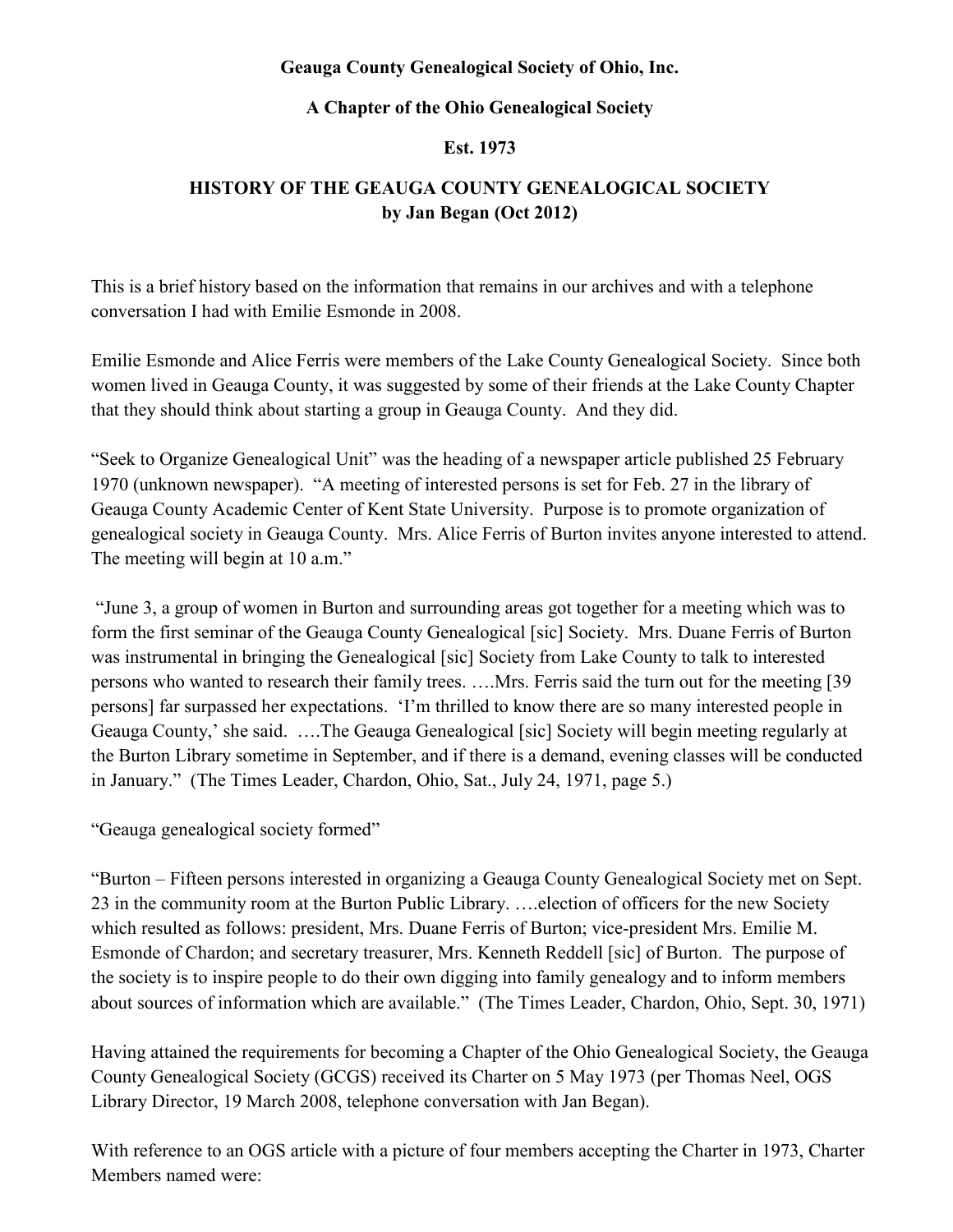**Geauga County Genealogical Society of Ohio, Inc.**

**A Chapter of the Ohio Genealogical Society**

**Est. 1973**

# HISTORY OF THE GEAUGA COUNTY GENEALOGICAL SOCIETY
**by Jan Began (Oct 2012)**

This is a brief history based on the information that remains in our archives and with a telephone conversation I had with Emilie Esmonde in 2008.

Emilie Esmonde and Alice Ferris were members of the Lake County Genealogical Society. Since both women lived in Geauga County, it was suggested by some of their friends at the Lake County Chapter that they should think about starting a group in Geauga County. And they did.

"Seek to Organize Genealogical Unit" was the heading of a newspaper article published 25 February 1970 (unknown newspaper). "A meeting of interested persons is set for Feb. 27 in the library of Geauga County Academic Center of Kent State University. Purpose is to promote organization of genealogical society in Geauga County. Mrs. Alice Ferris of Burton invites anyone interested to attend. The meeting will begin at 10 a.m."

"June 3, a group of women in Burton and surrounding areas got together for a meeting which was to form the first seminar of the Geauga County Genealogical [sic] Society. Mrs. Duane Ferris of Burton was instrumental in bringing the Genealogical [sic] Society from Lake County to talk to interested persons who wanted to research their family trees. ….Mrs. Ferris said the turn out for the meeting [39 persons] far surpassed her expectations. 'I'm thrilled to know there are so many interested people in Geauga County,' she said. ….The Geauga Genealogical [sic] Society will begin meeting regularly at the Burton Library sometime in September, and if there is a demand, evening classes will be conducted in January." (The Times Leader, Chardon, Ohio, Sat., July 24, 1971, page 5.)

"Geauga genealogical society formed"

"Burton – Fifteen persons interested in organizing a Geauga County Genealogical Society met on Sept. 23 in the community room at the Burton Public Library. ….election of officers for the new Society which resulted as follows: president, Mrs. Duane Ferris of Burton; vice-president Mrs. Emilie M. Esmonde of Chardon; and secretary treasurer, Mrs. Kenneth Reddell [sic] of Burton. The purpose of the society is to inspire people to do their own digging into family genealogy and to inform members about sources of information which are available." (The Times Leader, Chardon, Ohio, Sept. 30, 1971)

Having attained the requirements for becoming a Chapter of the Ohio Genealogical Society, the Geauga County Genealogical Society (GCGS) received its Charter on 5 May 1973 (per Thomas Neel, OGS Library Director, 19 March 2008, telephone conversation with Jan Began).

With reference to an OGS article with a picture of four members accepting the Charter in 1973, Charter Members named were: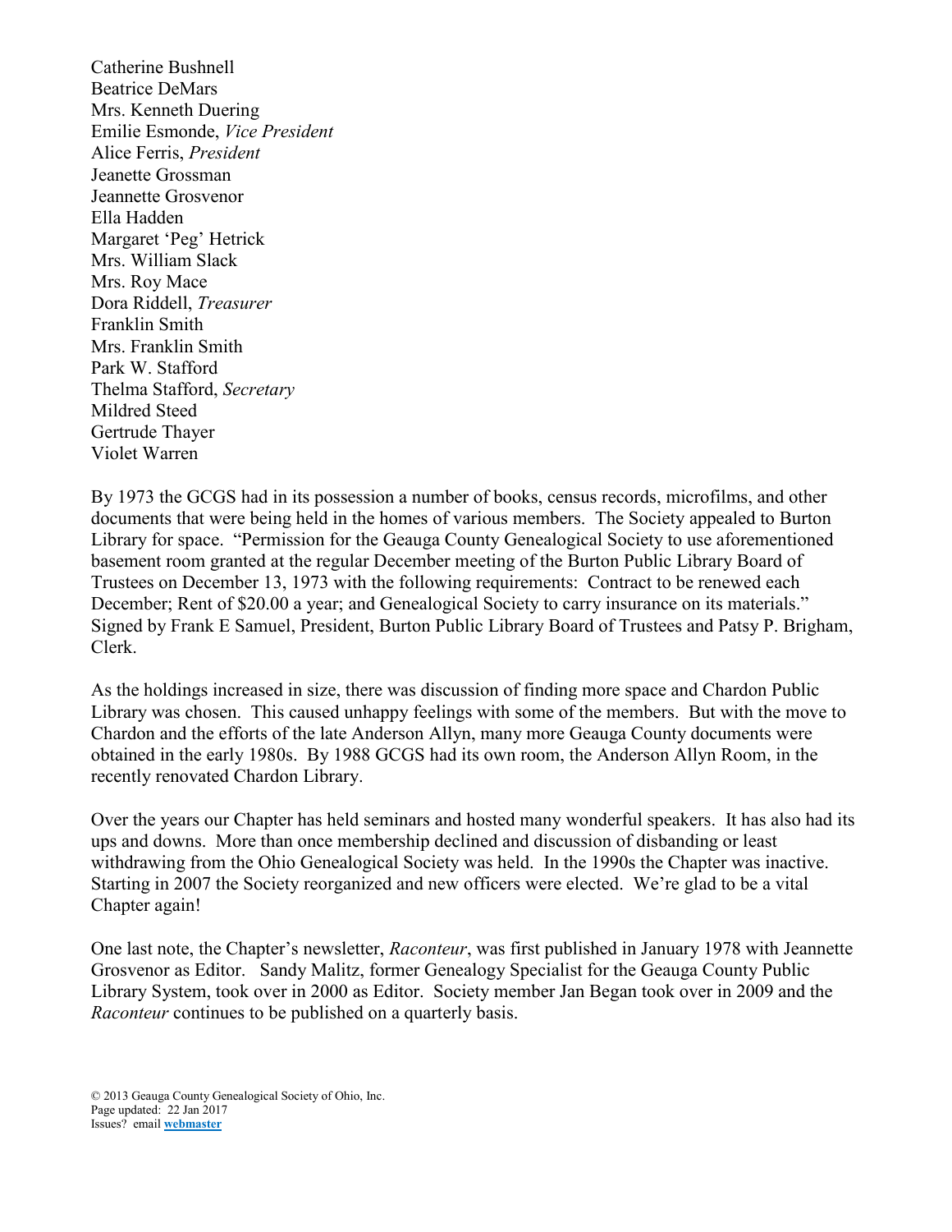Catherine Bushnell  
Beatrice DeMars  
Mrs. Kenneth Duering  
Emilie Esmonde, *Vice President*  
Alice Ferris, *President*  
Jeanette Grossman  
Jeannette Grosvenor  
Ella Hadden  
Margaret 'Peg' Hetrick  
Mrs. William Slack  
Mrs. Roy Mace  
Dora Riddell, *Treasurer*  
Franklin Smith  
Mrs. Franklin Smith  
Park W. Stafford  
Thelma Stafford, *Secretary*  
Mildred Steed  
Gertrude Thayer  
Violet Warren

By 1973 the GCGS had in its possession a number of books, census records, microfilms, and other documents that were being held in the homes of various members. The Society appealed to Burton Library for space. "Permission for the Geauga County Genealogical Society to use aforementioned basement room granted at the regular December meeting of the Burton Public Library Board of Trustees on December 13, 1973 with the following requirements: Contract to be renewed each December; Rent of $20.00 a year; and Genealogical Society to carry insurance on its materials." Signed by Frank E Samuel, President, Burton Public Library Board of Trustees and Patsy P. Brigham, Clerk.

As the holdings increased in size, there was discussion of finding more space and Chardon Public Library was chosen. This caused unhappy feelings with some of the members. But with the move to Chardon and the efforts of the late Anderson Allyn, many more Geauga County documents were obtained in the early 1980s. By 1988 GCGS had its own room, the Anderson Allyn Room, in the recently renovated Chardon Library.

Over the years our Chapter has held seminars and hosted many wonderful speakers. It has also had its ups and downs. More than once membership declined and discussion of disbanding or least withdrawing from the Ohio Genealogical Society was held. In the 1990s the Chapter was inactive. Starting in 2007 the Society reorganized and new officers were elected. We're glad to be a vital Chapter again!

One last note, the Chapter's newsletter, *Raconteur*, was first published in January 1978 with Jeannette Grosvenor as Editor. Sandy Malitz, former Genealogy Specialist for the Geauga County Public Library System, took over in 2000 as Editor. Society member Jan Began took over in 2009 and the *Raconteur* continues to be published on a quarterly basis.

© 2013 Geauga County Genealogical Society of Ohio, Inc.  
Page updated: 22 Jan 2017  
Issues? email **webmaster**